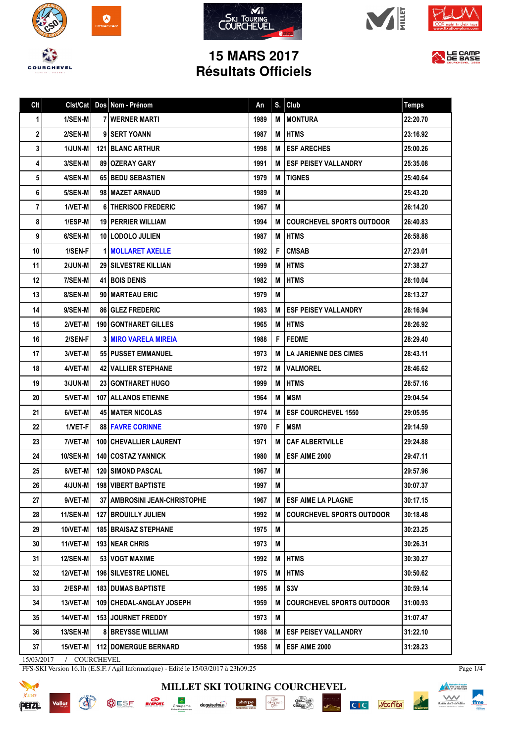# 15 MARS 2017
# Résultats Officiels

| Clt | Clst/Cat | Dos | Nom - Prénom | An | S. | Club | Temps |
|---|---|---|---|---|---|---|---|
| 1 | 1/SEN-M | 7 | WERNER MARTI | 1989 | M | MONTURA | 22:20.70 |
| 2 | 2/SEN-M | 9 | SERT YOANN | 1987 | M | HTMS | 23:16.92 |
| 3 | 1/JUN-M | 121 | BLANC ARTHUR | 1998 | M | ESF ARECHES | 25:00.26 |
| 4 | 3/SEN-M | 89 | OZERAY GARY | 1991 | M | ESF PEISEY VALLANDRY | 25:35.08 |
| 5 | 4/SEN-M | 65 | BEDU SEBASTIEN | 1979 | M | TIGNES | 25:40.64 |
| 6 | 5/SEN-M | 98 | MAZET ARNAUD | 1989 | M | | 25:43.20 |
| 7 | 1/VET-M | 6 | THERISOD FREDERIC | 1967 | M | | 26:14.20 |
| 8 | 1/ESP-M | 19 | PERRIER WILLIAM | 1994 | M | COURCHEVEL SPORTS OUTDOOR | 26:40.83 |
| 9 | 6/SEN-M | 10 | LODOLO JULIEN | 1987 | M | HTMS | 26:58.88 |
| 10 | 1/SEN-F | 1 | MOLLARET AXELLE | 1992 | F | CMSAB | 27:23.01 |
| 11 | 2/JUN-M | 29 | SILVESTRE KILLIAN | 1999 | M | HTMS | 27:38.27 |
| 12 | 7/SEN-M | 41 | BOIS DENIS | 1982 | M | HTMS | 28:10.04 |
| 13 | 8/SEN-M | 90 | MARTEAU ERIC | 1979 | M | | 28:13.27 |
| 14 | 9/SEN-M | 86 | GLEZ FREDERIC | 1983 | M | ESF PEISEY VALLANDRY | 28:16.94 |
| 15 | 2/VET-M | 190 | GONTHARET GILLES | 1965 | M | HTMS | 28:26.92 |
| 16 | 2/SEN-F | 3 | MIRO VARELA MIREIA | 1988 | F | FEDME | 28:29.40 |
| 17 | 3/VET-M | 55 | PUSSET EMMANUEL | 1973 | M | LA JARIENNE DES CIMES | 28:43.11 |
| 18 | 4/VET-M | 42 | VALLIER STEPHANE | 1972 | M | VALMOREL | 28:46.62 |
| 19 | 3/JUN-M | 23 | GONTHARET HUGO | 1999 | M | HTMS | 28:57.16 |
| 20 | 5/VET-M | 107 | ALLANOS ETIENNE | 1964 | M | MSM | 29:04.54 |
| 21 | 6/VET-M | 45 | MATER NICOLAS | 1974 | M | ESF COURCHEVEL 1550 | 29:05.95 |
| 22 | 1/VET-F | 88 | FAVRE CORINNE | 1970 | F | MSM | 29:14.59 |
| 23 | 7/VET-M | 100 | CHEVALLIER LAURENT | 1971 | M | CAF ALBERTVILLE | 29:24.88 |
| 24 | 10/SEN-M | 140 | COSTAZ YANNICK | 1980 | M | ESF AIME 2000 | 29:47.11 |
| 25 | 8/VET-M | 120 | SIMOND PASCAL | 1967 | M | | 29:57.96 |
| 26 | 4/JUN-M | 198 | VIBERT BAPTISTE | 1997 | M | | 30:07.37 |
| 27 | 9/VET-M | 37 | AMBROSINI JEAN-CHRISTOPHE | 1967 | M | ESF AIME LA PLAGNE | 30:17.15 |
| 28 | 11/SEN-M | 127 | BROUILLY JULIEN | 1992 | M | COURCHEVEL SPORTS OUTDOOR | 30:18.48 |
| 29 | 10/VET-M | 185 | BRAISAZ STEPHANE | 1975 | M | | 30:23.25 |
| 30 | 11/VET-M | 193 | NEAR CHRIS | 1973 | M | | 30:26.31 |
| 31 | 12/SEN-M | 53 | VOGT MAXIME | 1992 | M | HTMS | 30:30.27 |
| 32 | 12/VET-M | 196 | SILVESTRE LIONEL | 1975 | M | HTMS | 30:50.62 |
| 33 | 2/ESP-M | 183 | DUMAS BAPTISTE | 1995 | M | S3V | 30:59.14 |
| 34 | 13/VET-M | 109 | CHEDAL-ANGLAY JOSEPH | 1959 | M | COURCHEVEL SPORTS OUTDOOR | 31:00.93 |
| 35 | 14/VET-M | 153 | JOURNET FREDDY | 1973 | M | | 31:07.47 |
| 36 | 13/SEN-M | 8 | BREYSSE WILLIAM | 1988 | M | ESF PEISEY VALLANDRY | 31:22.10 |
| 37 | 15/VET-M | 112 | DOMERGUE BERNARD | 1958 | M | ESF AIME 2000 | 31:28.23 |

15/03/2017 / COURCHEVEL

FFS-SKI Version 16.1h (E.S.F. / Agil Informatique) - Edité le 15/03/2017 à 23h09:25

MILLET SKI TOURING COURCHEVEL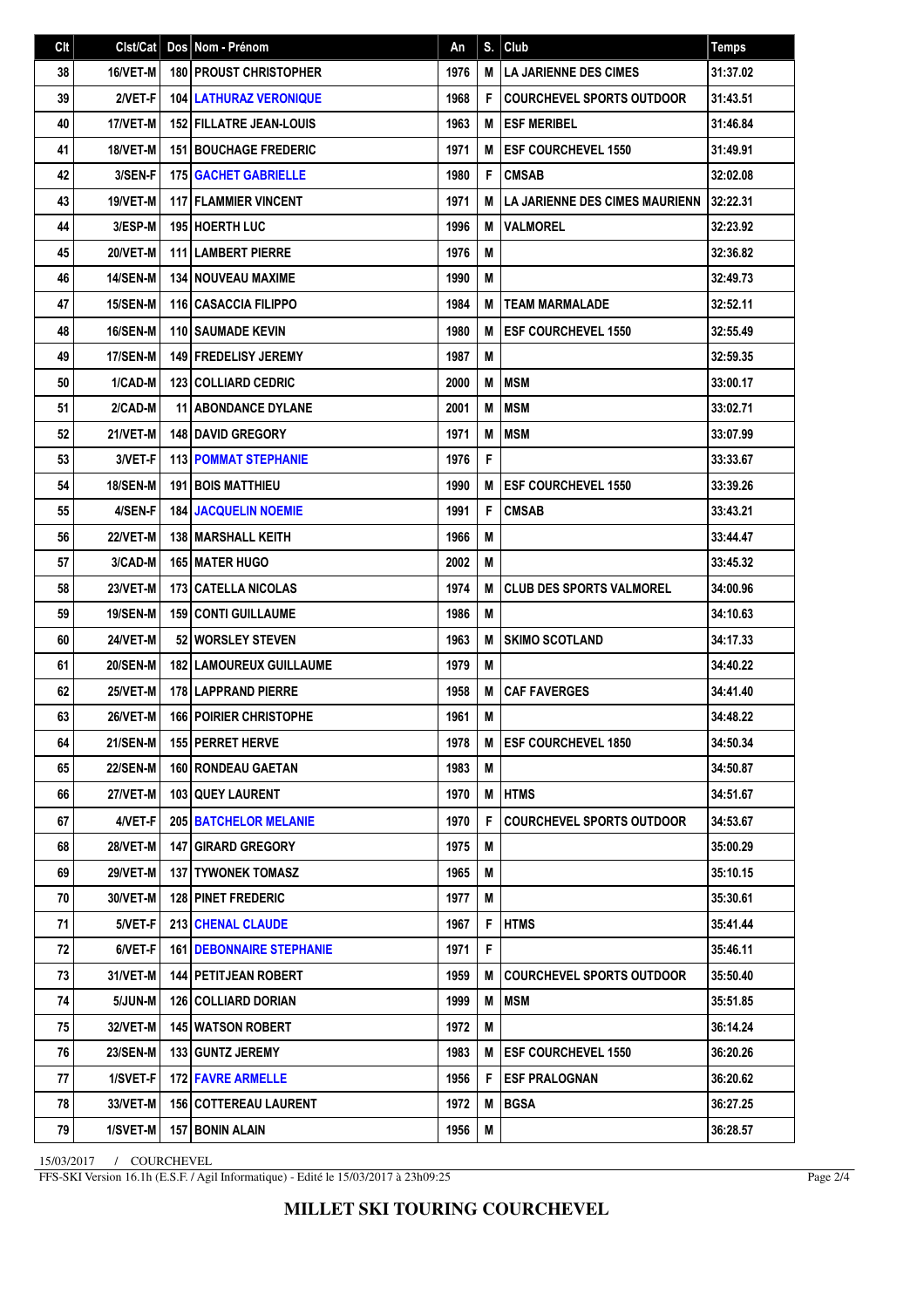| Clt | Clst/Cat | Dos | Nom - Prénom | An | S. | Club | Temps |
|---|---|---|---|---|---|---|---|
| 38 | 16/VET-M | 180 | PROUST CHRISTOPHER | 1976 | M | LA JARIENNE DES CIMES | 31:37.02 |
| 39 | 2/VET-F | 104 | LATHURAZ VERONIQUE | 1968 | F | COURCHEVEL SPORTS OUTDOOR | 31:43.51 |
| 40 | 17/VET-M | 152 | FILLATRE JEAN-LOUIS | 1963 | M | ESF MERIBEL | 31:46.84 |
| 41 | 18/VET-M | 151 | BOUCHAGE FREDERIC | 1971 | M | ESF COURCHEVEL 1550 | 31:49.91 |
| 42 | 3/SEN-F | 175 | GACHET GABRIELLE | 1980 | F | CMSAB | 32:02.08 |
| 43 | 19/VET-M | 117 | FLAMMIER VINCENT | 1971 | M | LA JARIENNE DES CIMES MAURIENN | 32:22.31 |
| 44 | 3/ESP-M | 195 | HOERTH LUC | 1996 | M | VALMOREL | 32:23.92 |
| 45 | 20/VET-M | 111 | LAMBERT PIERRE | 1976 | M | | 32:36.82 |
| 46 | 14/SEN-M | 134 | NOUVEAU MAXIME | 1990 | M | | 32:49.73 |
| 47 | 15/SEN-M | 116 | CASACCIA FILIPPO | 1984 | M | TEAM MARMALADE | 32:52.11 |
| 48 | 16/SEN-M | 110 | SAUMADE KEVIN | 1980 | M | ESF COURCHEVEL 1550 | 32:55.49 |
| 49 | 17/SEN-M | 149 | FREDELISY JEREMY | 1987 | M | | 32:59.35 |
| 50 | 1/CAD-M | 123 | COLLIARD CEDRIC | 2000 | M | MSM | 33:00.17 |
| 51 | 2/CAD-M | 11 | ABONDANCE DYLANE | 2001 | M | MSM | 33:02.71 |
| 52 | 21/VET-M | 148 | DAVID GREGORY | 1971 | M | MSM | 33:07.99 |
| 53 | 3/VET-F | 113 | POMMAT STEPHANIE | 1976 | F | | 33:33.67 |
| 54 | 18/SEN-M | 191 | BOIS MATTHIEU | 1990 | M | ESF COURCHEVEL 1550 | 33:39.26 |
| 55 | 4/SEN-F | 184 | JACQUELIN NOEMIE | 1991 | F | CMSAB | 33:43.21 |
| 56 | 22/VET-M | 138 | MARSHALL KEITH | 1966 | M | | 33:44.47 |
| 57 | 3/CAD-M | 165 | MATER HUGO | 2002 | M | | 33:45.32 |
| 58 | 23/VET-M | 173 | CATELLA NICOLAS | 1974 | M | CLUB DES SPORTS VALMOREL | 34:00.96 |
| 59 | 19/SEN-M | 159 | CONTI GUILLAUME | 1986 | M | | 34:10.63 |
| 60 | 24/VET-M | 52 | WORSLEY STEVEN | 1963 | M | SKIMO SCOTLAND | 34:17.33 |
| 61 | 20/SEN-M | 182 | LAMOUREUX GUILLAUME | 1979 | M | | 34:40.22 |
| 62 | 25/VET-M | 178 | LAPPRAND PIERRE | 1958 | M | CAF FAVERGES | 34:41.40 |
| 63 | 26/VET-M | 166 | POIRIER CHRISTOPHE | 1961 | M | | 34:48.22 |
| 64 | 21/SEN-M | 155 | PERRET HERVE | 1978 | M | ESF COURCHEVEL 1850 | 34:50.34 |
| 65 | 22/SEN-M | 160 | RONDEAU GAETAN | 1983 | M | | 34:50.87 |
| 66 | 27/VET-M | 103 | QUEY LAURENT | 1970 | M | HTMS | 34:51.67 |
| 67 | 4/VET-F | 205 | BATCHELOR MELANIE | 1970 | F | COURCHEVEL SPORTS OUTDOOR | 34:53.67 |
| 68 | 28/VET-M | 147 | GIRARD GREGORY | 1975 | M | | 35:00.29 |
| 69 | 29/VET-M | 137 | TYWONEK TOMASZ | 1965 | M | | 35:10.15 |
| 70 | 30/VET-M | 128 | PINET FREDERIC | 1977 | M | | 35:30.61 |
| 71 | 5/VET-F | 213 | CHENAL CLAUDE | 1967 | F | HTMS | 35:41.44 |
| 72 | 6/VET-F | 161 | DEBONNAIRE STEPHANIE | 1971 | F | | 35:46.11 |
| 73 | 31/VET-M | 144 | PETITJEAN ROBERT | 1959 | M | COURCHEVEL SPORTS OUTDOOR | 35:50.40 |
| 74 | 5/JUN-M | 126 | COLLIARD DORIAN | 1999 | M | MSM | 35:51.85 |
| 75 | 32/VET-M | 145 | WATSON ROBERT | 1972 | M | | 36:14.24 |
| 76 | 23/SEN-M | 133 | GUNTZ JEREMY | 1983 | M | ESF COURCHEVEL 1550 | 36:20.26 |
| 77 | 1/SVET-F | 172 | FAVRE ARMELLE | 1956 | F | ESF PRALOGNAN | 36:20.62 |
| 78 | 33/VET-M | 156 | COTTEREAU LAURENT | 1972 | M | BGSA | 36:27.25 |
| 79 | 1/SVET-M | 157 | BONIN ALAIN | 1956 | M | | 36:28.57 |

15/03/2017 / COURCHEVEL

FFS-SKI Version 16.1h (E.S.F. / Agil Informatique) - Edité le 15/03/2017 à 23h09:25

**MILLET SKI TOURING COURCHEVEL**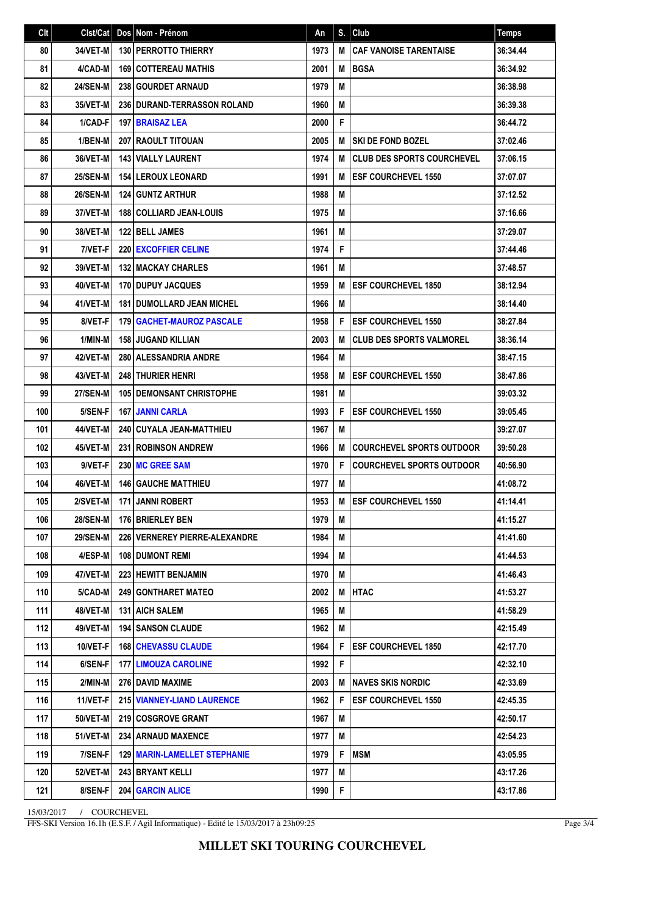| Clt | Clst/Cat | Dos | Nom - Prénom | An | S. | Club | Temps |
|---|---|---|---|---|---|---|---|
| 80 | 34/VET-M | 130 | PERROTTO THIERRY | 1973 | M | CAF VANOISE TARENTAISE | 36:34.44 |
| 81 | 4/CAD-M | 169 | COTTEREAU MATHIS | 2001 | M | BGSA | 36:34.92 |
| 82 | 24/SEN-M | 238 | GOURDET ARNAUD | 1979 | M | | 36:38.98 |
| 83 | 35/VET-M | 236 | DURAND-TERRASSON ROLAND | 1960 | M | | 36:39.38 |
| 84 | 1/CAD-F | 197 | BRAISAZ LEA | 2000 | F | | 36:44.72 |
| 85 | 1/BEN-M | 207 | RAOULT TITOUAN | 2005 | M | SKI DE FOND BOZEL | 37:02.46 |
| 86 | 36/VET-M | 143 | VIALLY LAURENT | 1974 | M | CLUB DES SPORTS COURCHEVEL | 37:06.15 |
| 87 | 25/SEN-M | 154 | LEROUX LEONARD | 1991 | M | ESF COURCHEVEL 1550 | 37:07.07 |
| 88 | 26/SEN-M | 124 | GUNTZ ARTHUR | 1988 | M | | 37:12.52 |
| 89 | 37/VET-M | 188 | COLLIARD JEAN-LOUIS | 1975 | M | | 37:16.66 |
| 90 | 38/VET-M | 122 | BELL JAMES | 1961 | M | | 37:29.07 |
| 91 | 7/VET-F | 220 | EXCOFFIER CELINE | 1974 | F | | 37:44.46 |
| 92 | 39/VET-M | 132 | MACKAY CHARLES | 1961 | M | | 37:48.57 |
| 93 | 40/VET-M | 170 | DUPUY JACQUES | 1959 | M | ESF COURCHEVEL 1850 | 38:12.94 |
| 94 | 41/VET-M | 181 | DUMOLLARD JEAN MICHEL | 1966 | M | | 38:14.40 |
| 95 | 8/VET-F | 179 | GACHET-MAUROZ PASCALE | 1958 | F | ESF COURCHEVEL 1550 | 38:27.84 |
| 96 | 1/MIN-M | 158 | JUGAND KILLIAN | 2003 | M | CLUB DES SPORTS VALMOREL | 38:36.14 |
| 97 | 42/VET-M | 280 | ALESSANDRIA ANDRE | 1964 | M | | 38:47.15 |
| 98 | 43/VET-M | 248 | THURIER HENRI | 1958 | M | ESF COURCHEVEL 1550 | 38:47.86 |
| 99 | 27/SEN-M | 105 | DEMONSANT CHRISTOPHE | 1981 | M | | 39:03.32 |
| 100 | 5/SEN-F | 167 | JANNI CARLA | 1993 | F | ESF COURCHEVEL 1550 | 39:05.45 |
| 101 | 44/VET-M | 240 | CUYALA JEAN-MATTHIEU | 1967 | M | | 39:27.07 |
| 102 | 45/VET-M | 231 | ROBINSON ANDREW | 1966 | M | COURCHEVEL SPORTS OUTDOOR | 39:50.28 |
| 103 | 9/VET-F | 230 | MC GREE SAM | 1970 | F | COURCHEVEL SPORTS OUTDOOR | 40:56.90 |
| 104 | 46/VET-M | 146 | GAUCHE MATTHIEU | 1977 | M | | 41:08.72 |
| 105 | 2/SVET-M | 171 | JANNI ROBERT | 1953 | M | ESF COURCHEVEL 1550 | 41:14.41 |
| 106 | 28/SEN-M | 176 | BRIERLEY BEN | 1979 | M | | 41:15.27 |
| 107 | 29/SEN-M | 226 | VERNEREY PIERRE-ALEXANDRE | 1984 | M | | 41:41.60 |
| 108 | 4/ESP-M | 108 | DUMONT REMI | 1994 | M | | 41:44.53 |
| 109 | 47/VET-M | 223 | HEWITT BENJAMIN | 1970 | M | | 41:46.43 |
| 110 | 5/CAD-M | 249 | GONTHARET MATEO | 2002 | M | HTAC | 41:53.27 |
| 111 | 48/VET-M | 131 | AICH SALEM | 1965 | M | | 41:58.29 |
| 112 | 49/VET-M | 194 | SANSON CLAUDE | 1962 | M | | 42:15.49 |
| 113 | 10/VET-F | 168 | CHEVASSU CLAUDE | 1964 | F | ESF COURCHEVEL 1850 | 42:17.70 |
| 114 | 6/SEN-F | 177 | LIMOUZA CAROLINE | 1992 | F | | 42:32.10 |
| 115 | 2/MIN-M | 276 | DAVID MAXIME | 2003 | M | NAVES SKIS NORDIC | 42:33.69 |
| 116 | 11/VET-F | 215 | VIANNEY-LIAND LAURENCE | 1962 | F | ESF COURCHEVEL 1550 | 42:45.35 |
| 117 | 50/VET-M | 219 | COSGROVE GRANT | 1967 | M | | 42:50.17 |
| 118 | 51/VET-M | 234 | ARNAUD MAXENCE | 1977 | M | | 42:54.23 |
| 119 | 7/SEN-F | 129 | MARIN-LAMELLET STEPHANIE | 1979 | F | MSM | 43:05.95 |
| 120 | 52/VET-M | 243 | BRYANT KELLI | 1977 | M | | 43:17.26 |
| 121 | 8/SEN-F | 204 | GARCIN ALICE | 1990 | F | | 43:17.86 |

15/03/2017 / COURCHEVEL

FFS-SKI Version 16.1h (E.S.F. / Agil Informatique) - Edité le 15/03/2017 à 23h09:25

**MILLET SKI TOURING COURCHEVEL**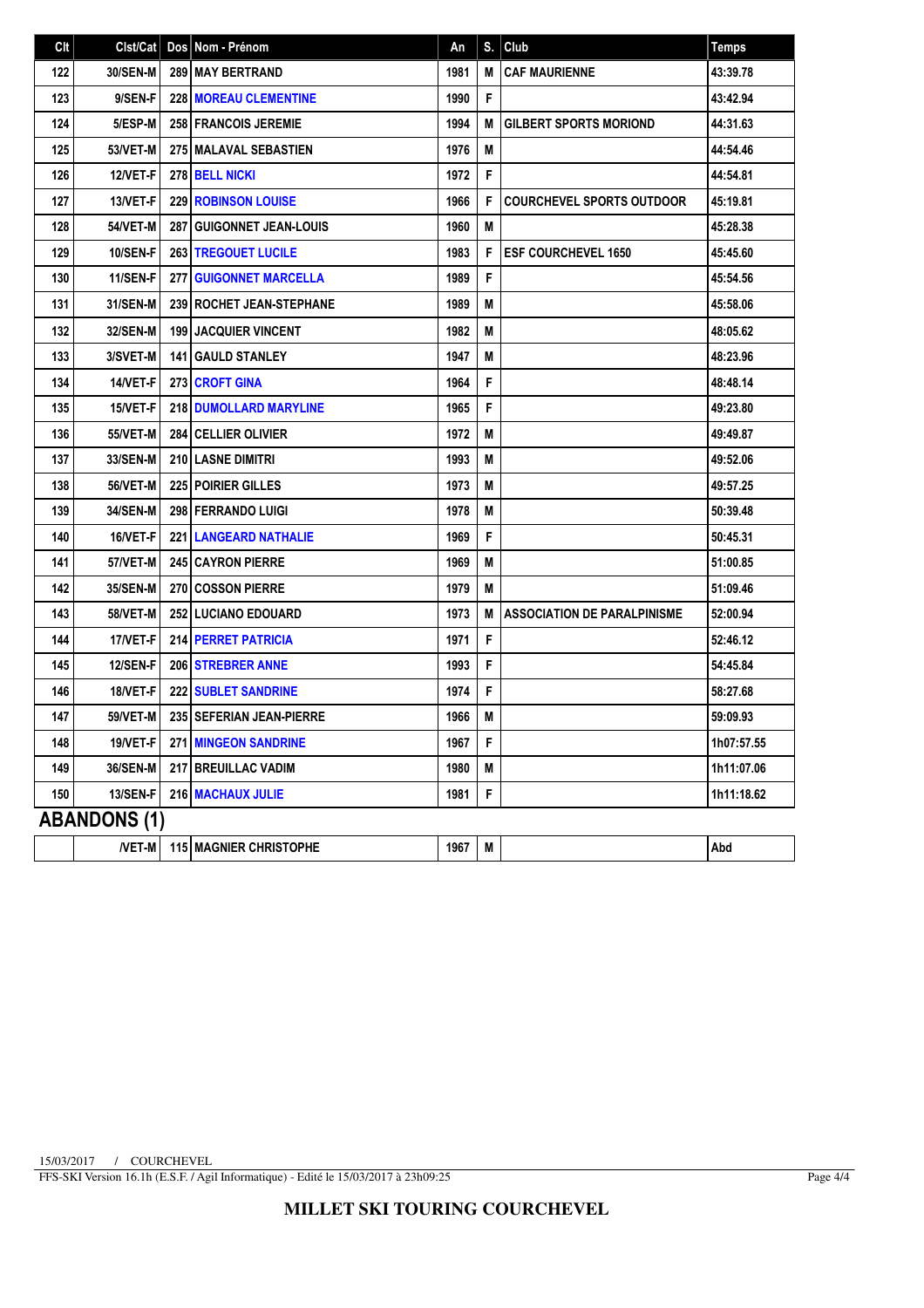| Clt | Clst/Cat | Dos | Nom - Prénom | An | S. | Club | Temps |
|---|---|---|---|---|---|---|---|
| 122 | 30/SEN-M | 289 | MAY BERTRAND | 1981 | M | CAF MAURIENNE | 43:39.78 |
| 123 | 9/SEN-F | 228 | MOREAU CLEMENTINE | 1990 | F | | 43:42.94 |
| 124 | 5/ESP-M | 258 | FRANCOIS JEREMIE | 1994 | M | GILBERT SPORTS MORIOND | 44:31.63 |
| 125 | 53/VET-M | 275 | MALAVAL SEBASTIEN | 1976 | M | | 44:54.46 |
| 126 | 12/VET-F | 278 | BELL NICKI | 1972 | F | | 44:54.81 |
| 127 | 13/VET-F | 229 | ROBINSON LOUISE | 1966 | F | COURCHEVEL SPORTS OUTDOOR | 45:19.81 |
| 128 | 54/VET-M | 287 | GUIGONNET JEAN-LOUIS | 1960 | M | | 45:28.38 |
| 129 | 10/SEN-F | 263 | TREGOUET LUCILE | 1983 | F | ESF COURCHEVEL 1650 | 45:45.60 |
| 130 | 11/SEN-F | 277 | GUIGONNET MARCELLA | 1989 | F | | 45:54.56 |
| 131 | 31/SEN-M | 239 | ROCHET JEAN-STEPHANE | 1989 | M | | 45:58.06 |
| 132 | 32/SEN-M | 199 | JACQUIER VINCENT | 1982 | M | | 48:05.62 |
| 133 | 3/SVET-M | 141 | GAULD STANLEY | 1947 | M | | 48:23.96 |
| 134 | 14/VET-F | 273 | CROFT GINA | 1964 | F | | 48:48.14 |
| 135 | 15/VET-F | 218 | DUMOLLARD MARYLINE | 1965 | F | | 49:23.80 |
| 136 | 55/VET-M | 284 | CELLIER OLIVIER | 1972 | M | | 49:49.87 |
| 137 | 33/SEN-M | 210 | LASNE DIMITRI | 1993 | M | | 49:52.06 |
| 138 | 56/VET-M | 225 | POIRIER GILLES | 1973 | M | | 49:57.25 |
| 139 | 34/SEN-M | 298 | FERRANDO LUIGI | 1978 | M | | 50:39.48 |
| 140 | 16/VET-F | 221 | LANGEARD NATHALIE | 1969 | F | | 50:45.31 |
| 141 | 57/VET-M | 245 | CAYRON PIERRE | 1969 | M | | 51:00.85 |
| 142 | 35/SEN-M | 270 | COSSON PIERRE | 1979 | M | | 51:09.46 |
| 143 | 58/VET-M | 252 | LUCIANO EDOUARD | 1973 | M | ASSOCIATION DE PARALPINISME | 52:00.94 |
| 144 | 17/VET-F | 214 | PERRET PATRICIA | 1971 | F | | 52:46.12 |
| 145 | 12/SEN-F | 206 | STREBRER ANNE | 1993 | F | | 54:45.84 |
| 146 | 18/VET-F | 222 | SUBLET SANDRINE | 1974 | F | | 58:27.68 |
| 147 | 59/VET-M | 235 | SEFERIAN JEAN-PIERRE | 1966 | M | | 59:09.93 |
| 148 | 19/VET-F | 271 | MINGEON SANDRINE | 1967 | F | | 1h07:57.55 |
| 149 | 36/SEN-M | 217 | BREUILLAC VADIM | 1980 | M | | 1h11:07.06 |
| 150 | 13/SEN-F | 216 | MACHAUX JULIE | 1981 | F | | 1h11:18.62 |

## ABANDONS (1)

| | | | | | | | |
|---|---|---|---|---|---|---|---|
| | /VET-M | 115 | MAGNIER CHRISTOPHE | 1967 | M | | Abd |

15/03/2017 / COURCHEVEL

FFS-SKI Version 16.1h (E.S.F. / Agil Informatique) - Edité le 15/03/2017 à 23h09:25

**MILLET SKI TOURING COURCHEVEL**